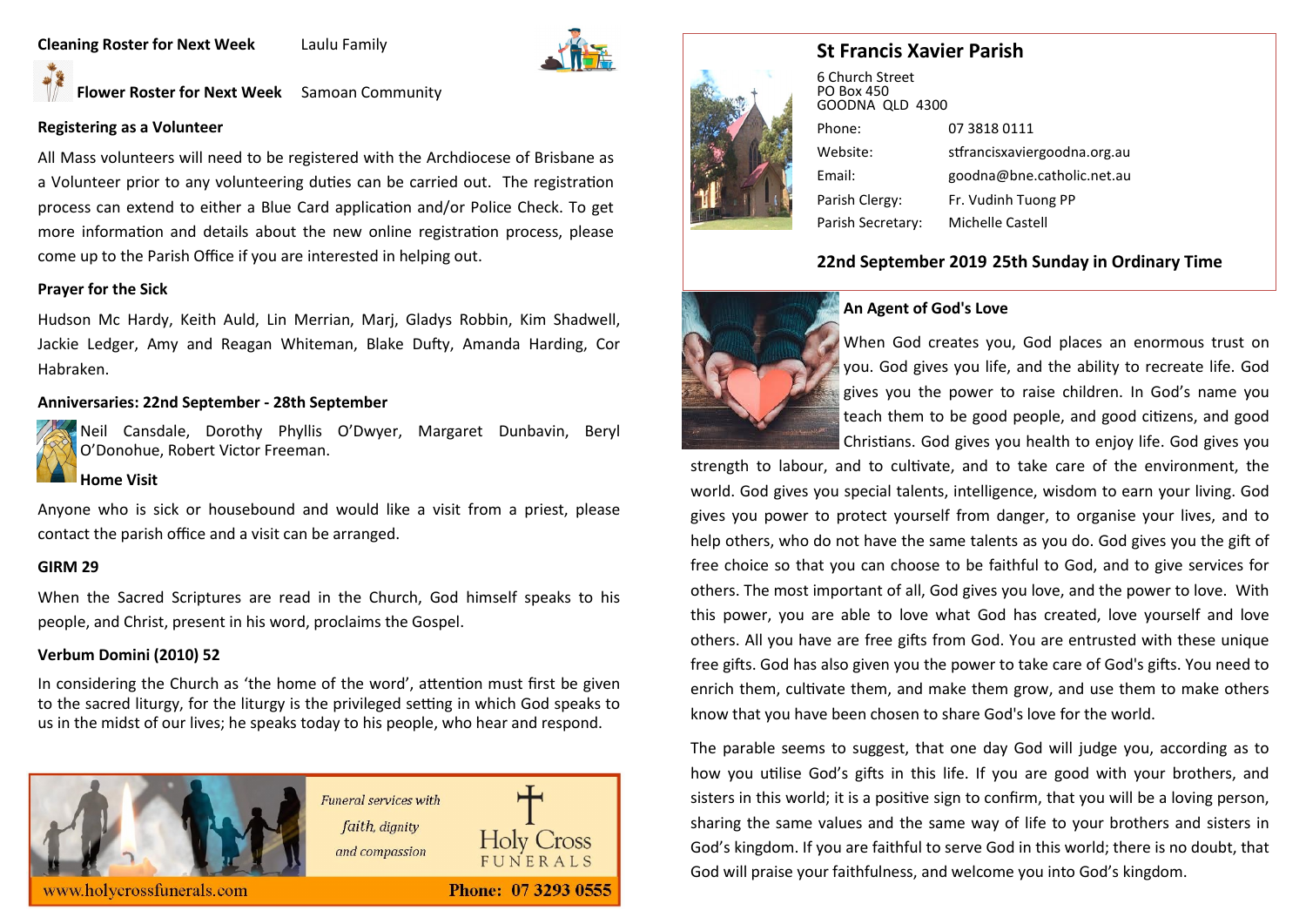**Cleaning Roster for Next Week** Laulu Family

**Flower Roster for Next Week** Samoan Community

### Registering as a Volunteer

All Mass volunteers will need to be registered with the Archdiocese of Brisbane as a Volunteer prior to any volunteering duties can be carried out. The registration process can extend to either a Blue Card application and/or Police Check. To get more information and details about the new online registration process, please come up to the Parish Office if you are interested in helping out.

### Prayer for the Sick

Hudson Mc Hardy, Keith Auld, Lin Merrian, Marj, Gladys Robbin, Kim Shadwell, Jackie Ledger, Amy and Reagan Whiteman, Blake Dufty, Amanda Harding, Cor Habraken.

### Anniversaries: 22nd September - 28th September

Neil Cansdale, Dorothy Phyllis O'Dwyer, Margaret Dunbavin, Beryl O'Donohue, Robert Victor Freeman.

### Home Visit

Anyone who is sick or housebound and would like a visit from a priest, please contact the parish office and a visit can be arranged.

### GIRM 29

When the Sacred Scriptures are read in the Church, God himself speaks to his people, and Christ, present in his word, proclaims the Gospel.

### Verbum Domini (2010) 52

In considering the Church as 'the home of the word', attention must first be given to the sacred liturgy, for the liturgy is the privileged setting in which God speaks to us in the midst of our lives; he speaks today to his people, who hear and respond.

*Funeral services with faith, dignity and compassion*

Holy Cross FUNERALS

www.holycrossfunerals.com

Phone: 07 3293 0555

# St Francis Xavier Parish

6 Church Street
PO Box 450
GOODNA QLD 4300

| | |
|---|---|
| Phone: | 07 3818 0111 |
| Website: | stfrancisxaviergoodna.org.au |
| Email: | goodna@bne.catholic.net.au |
| Parish Clergy: | Fr. Vudinh Tuong PP |
| Parish Secretary: | Michelle Castell |

## 22nd September 2019 25th Sunday in Ordinary Time

### An Agent of God's Love

When God creates you, God places an enormous trust on you. God gives you life, and the ability to recreate life. God gives you the power to raise children. In God's name you teach them to be good people, and good citizens, and good Christians. God gives you health to enjoy life. God gives you strength to labour, and to cultivate, and to take care of the environment, the world. God gives you special talents, intelligence, wisdom to earn your living. God gives you power to protect yourself from danger, to organise your lives, and to help others, who do not have the same talents as you do. God gives you the gift of free choice so that you can choose to be faithful to God, and to give services for others. The most important of all, God gives you love, and the power to love. With this power, you are able to love what God has created, love yourself and love others. All you have are free gifts from God. You are entrusted with these unique free gifts. God has also given you the power to take care of God's gifts. You need to enrich them, cultivate them, and make them grow, and use them to make others know that you have been chosen to share God's love for the world.

The parable seems to suggest, that one day God will judge you, according as to how you utilise God's gifts in this life. If you are good with your brothers, and sisters in this world; it is a positive sign to confirm, that you will be a loving person, sharing the same values and the same way of life to your brothers and sisters in God's kingdom. If you are faithful to serve God in this world; there is no doubt, that God will praise your faithfulness, and welcome you into God's kingdom.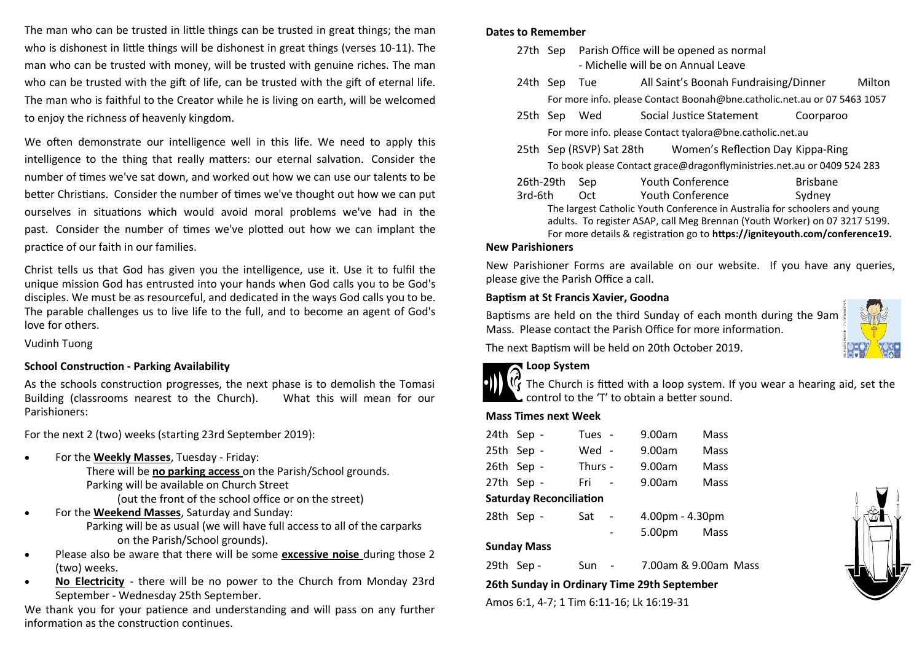The man who can be trusted in little things can be trusted in great things; the man who is dishonest in little things will be dishonest in great things (verses 10-11). The man who can be trusted with money, will be trusted with genuine riches. The man who can be trusted with the gift of life, can be trusted with the gift of eternal life. The man who is faithful to the Creator while he is living on earth, will be welcomed to enjoy the richness of heavenly kingdom.

We often demonstrate our intelligence well in this life. We need to apply this intelligence to the thing that really matters: our eternal salvation. Consider the number of times we've sat down, and worked out how we can use our talents to be better Christians. Consider the number of times we've thought out how we can put ourselves in situations which would avoid moral problems we've had in the past. Consider the number of times we've plotted out how we can implant the practice of our faith in our families.

Christ tells us that God has given you the intelligence, use it. Use it to fulfil the unique mission God has entrusted into your hands when God calls you to be God's disciples. We must be as resourceful, and dedicated in the ways God calls you to be. The parable challenges us to live life to the full, and to become an agent of God's love for others.

Vudinh Tuong

**School Construction - Parking Availability**

As the schools construction progresses, the next phase is to demolish the Tomasi Building (classrooms nearest to the Church). What this will mean for our Parishioners:

For the next 2 (two) weeks (starting 23rd September 2019):

- For the **Weekly Masses**, Tuesday - Friday:
  There will be **no parking access** on the Parish/School grounds.
  Parking will be available on Church Street
  (out the front of the school office or on the street)
- For the **Weekend Masses**, Saturday and Sunday:
  Parking will be as usual (we will have full access to all of the carparks on the Parish/School grounds).
- Please also be aware that there will be some **excessive noise** during those 2 (two) weeks.
- **No Electricity** - there will be no power to the Church from Monday 23rd September - Wednesday 25th September.

We thank you for your patience and understanding and will pass on any further information as the construction continues.

**Dates to Remember**

27th Sep Parish Office will be opened as normal
- Michelle will be on Annual Leave

24th Sep Tue All Saint's Boonah Fundraising/Dinner Milton
For more info. please Contact Boonah@bne.catholic.net.au or 07 5463 1057

25th Sep Wed Social Justice Statement Coorparoo
For more info. please Contact tyalora@bne.catholic.net.au

25th Sep (RSVP) Sat 28th Women's Reflection Day Kippa-Ring
To book please Contact grace@dragonflyministries.net.au or 0409 524 283

26th-29th Sep Youth Conference Brisbane
3rd-6th Oct Youth Conference Sydney
The largest Catholic Youth Conference in Australia for schoolers and young adults. To register ASAP, call Meg Brennan (Youth Worker) on 07 3217 5199. For more details & registration go to **https://igniteyouth.com/conference19.**

**New Parishioners**

New Parishioner Forms are available on our website. If you have any queries, please give the Parish Office a call.

**Baptism at St Francis Xavier, Goodna**

Baptisms are held on the third Sunday of each month during the 9am Mass. Please contact the Parish Office for more information.

The next Baptism will be held on 20th October 2019.

**Loop System**

The Church is fitted with a loop system. If you wear a hearing aid, set the control to the 'T' to obtain a better sound.

**Mass Times next Week**

| | | | |
|---|---|---|---|
| 24th Sep - | Tues - | 9.00am | Mass |
| 25th Sep - | Wed - | 9.00am | Mass |
| 26th Sep - | Thurs - | 9.00am | Mass |
| 27th Sep - | Fri - | 9.00am | Mass |

**Saturday Reconciliation**

| | | | |
|---|---|---|---|
| 28th Sep - | Sat - | 4.00pm - 4.30pm | |
| | - | 5.00pm | Mass |

**Sunday Mass**

29th Sep - Sun - 7.00am & 9.00am Mass

**26th Sunday in Ordinary Time 29th September**

Amos 6:1, 4-7; 1 Tim 6:11-16; Lk 16:19-31